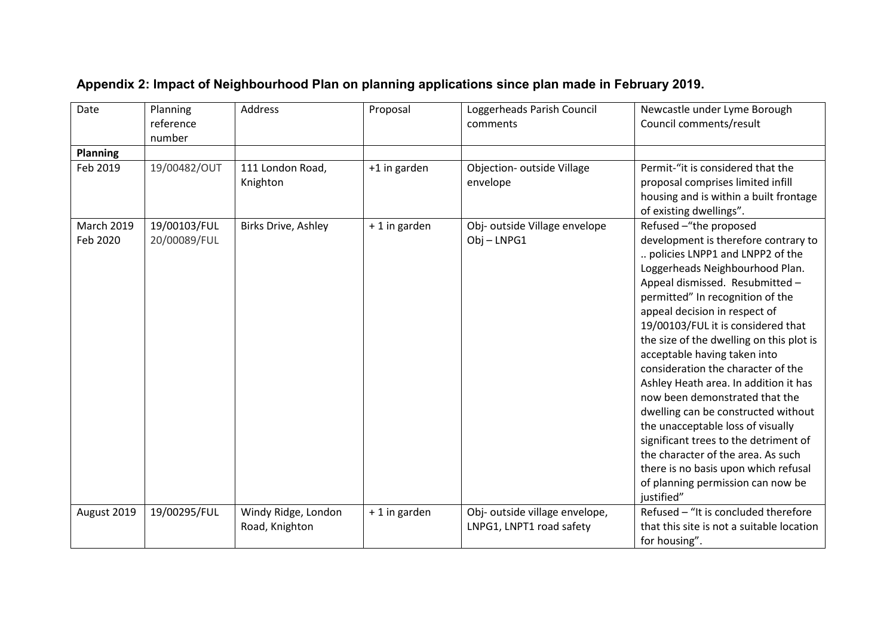## Appendix 2: Impact of Neighbourhood Plan on planning applications since plan made in February 2019.

| Date | Planning reference number | Address | Proposal | Loggerheads Parish Council comments | Newcastle under Lyme Borough Council comments/result |
|---|---|---|---|---|---|
| **Planning** | | | | | |
| Feb 2019 | 19/00482/OUT | 111 London Road, Knighton | +1 in garden | Objection- outside Village envelope | Permit-"it is considered that the proposal comprises limited infill housing and is within a built frontage of existing dwellings". |
| March 2019<br>Feb 2020 | 19/00103/FUL<br>20/00089/FUL | Birks Drive, Ashley | + 1 in garden | Obj- outside Village envelope<br>Obj – LNPG1 | Refused –"the proposed development is therefore contrary to .. policies LNPP1 and LNPP2 of the Loggerheads Neighbourhood Plan. Appeal dismissed. Resubmitted – permitted" In recognition of the appeal decision in respect of 19/00103/FUL it is considered that the size of the dwelling on this plot is acceptable having taken into consideration the character of the Ashley Heath area. In addition it has now been demonstrated that the dwelling can be constructed without the unacceptable loss of visually significant trees to the detriment of the character of the area. As such there is no basis upon which refusal of planning permission can now be justified" |
| August 2019 | 19/00295/FUL | Windy Ridge, London Road, Knighton | + 1 in garden | Obj- outside village envelope, LNPG1, LNPT1 road safety | Refused – "It is concluded therefore that this site is not a suitable location for housing". |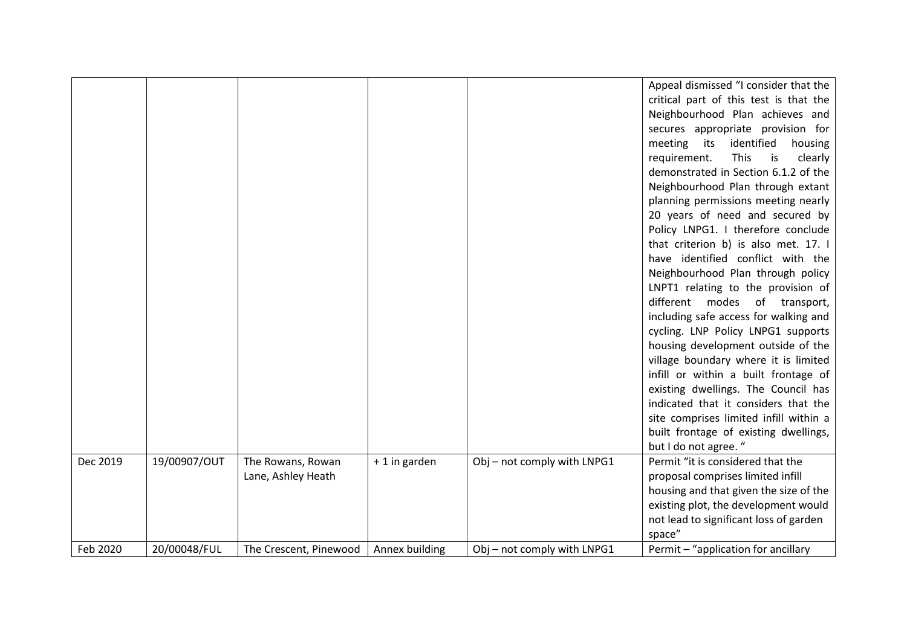| | | | | | |
|---|---|---|---|---|---|
| | | | | | Appeal dismissed "I consider that the critical part of this test is that the Neighbourhood Plan achieves and secures appropriate provision for meeting its identified housing requirement. This is clearly demonstrated in Section 6.1.2 of the Neighbourhood Plan through extant planning permissions meeting nearly 20 years of need and secured by Policy LNPG1. I therefore conclude that criterion b) is also met. 17. I have identified conflict with the Neighbourhood Plan through policy LNPT1 relating to the provision of different modes of transport, including safe access for walking and cycling. LNP Policy LNPG1 supports housing development outside of the village boundary where it is limited infill or within a built frontage of existing dwellings. The Council has indicated that it considers that the site comprises limited infill within a built frontage of existing dwellings, but I do not agree. " |
| Dec 2019 | 19/00907/OUT | The Rowans, Rowan Lane, Ashley Heath | + 1 in garden | Obj – not comply with LNPG1 | Permit "it is considered that the proposal comprises limited infill housing and that given the size of the existing plot, the development would not lead to significant loss of garden space" |
| Feb 2020 | 20/00048/FUL | The Crescent, Pinewood | Annex building | Obj – not comply with LNPG1 | Permit – "application for ancillary |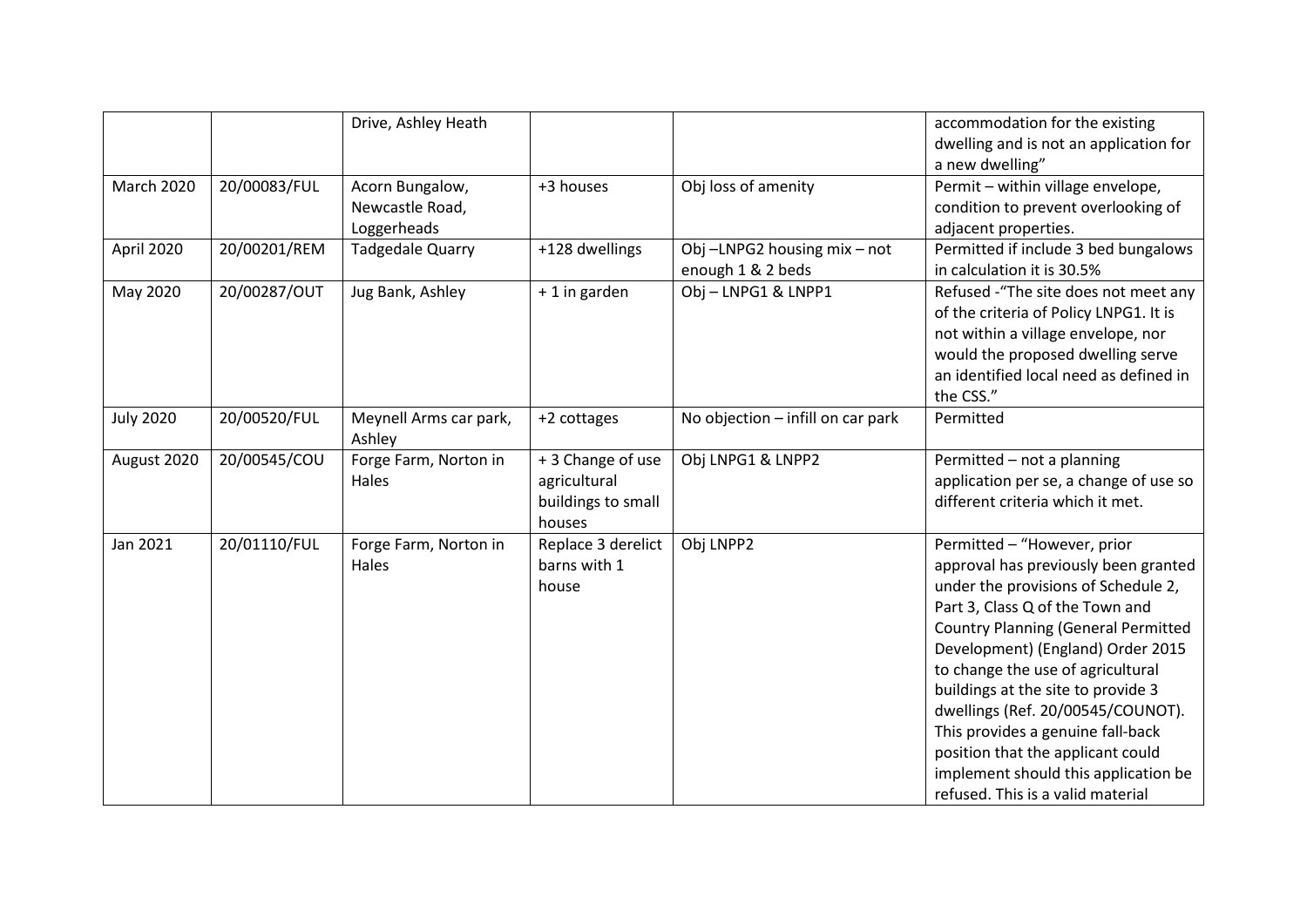| | | | | | |
|---|---|---|---|---|---|
| | | Drive, Ashley Heath | | | accommodation for the existing dwelling and is not an application for a new dwelling" |
| March 2020 | 20/00083/FUL | Acorn Bungalow, Newcastle Road, Loggerheads | +3 houses | Obj loss of amenity | Permit – within village envelope, condition to prevent overlooking of adjacent properties. |
| April 2020 | 20/00201/REM | Tadgedale Quarry | +128 dwellings | Obj –LNPG2 housing mix – not enough 1 & 2 beds | Permitted if include 3 bed bungalows in calculation it is 30.5% |
| May 2020 | 20/00287/OUT | Jug Bank, Ashley | + 1 in garden | Obj – LNPG1 & LNPP1 | Refused -"The site does not meet any of the criteria of Policy LNPG1. It is not within a village envelope, nor would the proposed dwelling serve an identified local need as defined in the CSS." |
| July 2020 | 20/00520/FUL | Meynell Arms car park, Ashley | +2 cottages | No objection – infill on car park | Permitted |
| August 2020 | 20/00545/COU | Forge Farm, Norton in Hales | + 3 Change of use agricultural buildings to small houses | Obj LNPG1 & LNPP2 | Permitted – not a planning application per se, a change of use so different criteria which it met. |
| Jan 2021 | 20/01110/FUL | Forge Farm, Norton in Hales | Replace 3 derelict barns with 1 house | Obj LNPP2 | Permitted – "However, prior approval has previously been granted under the provisions of Schedule 2, Part 3, Class Q of the Town and Country Planning (General Permitted Development) (England) Order 2015 to change the use of agricultural buildings at the site to provide 3 dwellings (Ref. 20/00545/COUNOT). This provides a genuine fall-back position that the applicant could implement should this application be refused. This is a valid material |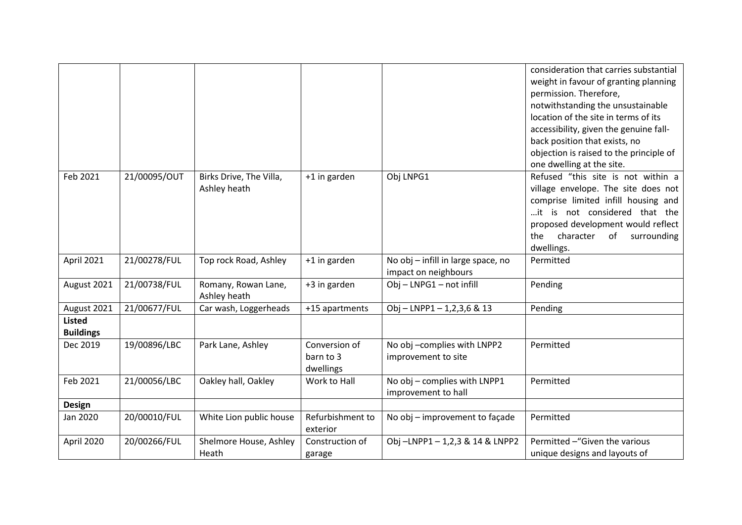| | | | | | consideration that carries substantial weight in favour of granting planning permission. Therefore, notwithstanding the unsustainable location of the site in terms of its accessibility, given the genuine fall-back position that exists, no objection is raised to the principle of one dwelling at the site. |
|---|---|---|---|---|---|
| Feb 2021 | 21/00095/OUT | Birks Drive, The Villa, Ashley heath | +1 in garden | Obj LNPG1 | Refused "this site is not within a village envelope. The site does not comprise limited infill housing and …it is not considered that the proposed development would reflect the character of surrounding dwellings. |
| April 2021 | 21/00278/FUL | Top rock Road, Ashley | +1 in garden | No obj – infill in large space, no impact on neighbours | Permitted |
| August 2021 | 21/00738/FUL | Romany, Rowan Lane, Ashley heath | +3 in garden | Obj – LNPG1 – not infill | Pending |
| August 2021 | 21/00677/FUL | Car wash, Loggerheads | +15 apartments | Obj – LNPP1 – 1,2,3,6 & 13 | Pending |
| **Listed Buildings** | | | | | |
| Dec 2019 | 19/00896/LBC | Park Lane, Ashley | Conversion of barn to 3 dwellings | No obj –complies with LNPP2 improvement to site | Permitted |
| Feb 2021 | 21/00056/LBC | Oakley hall, Oakley | Work to Hall | No obj – complies with LNPP1 improvement to hall | Permitted |
| **Design** | | | | | |
| Jan 2020 | 20/00010/FUL | White Lion public house | Refurbishment to exterior | No obj – improvement to façade | Permitted |
| April 2020 | 20/00266/FUL | Shelmore House, Ashley Heath | Construction of garage | Obj –LNPP1 – 1,2,3 & 14 & LNPP2 | Permitted –"Given the various unique designs and layouts of |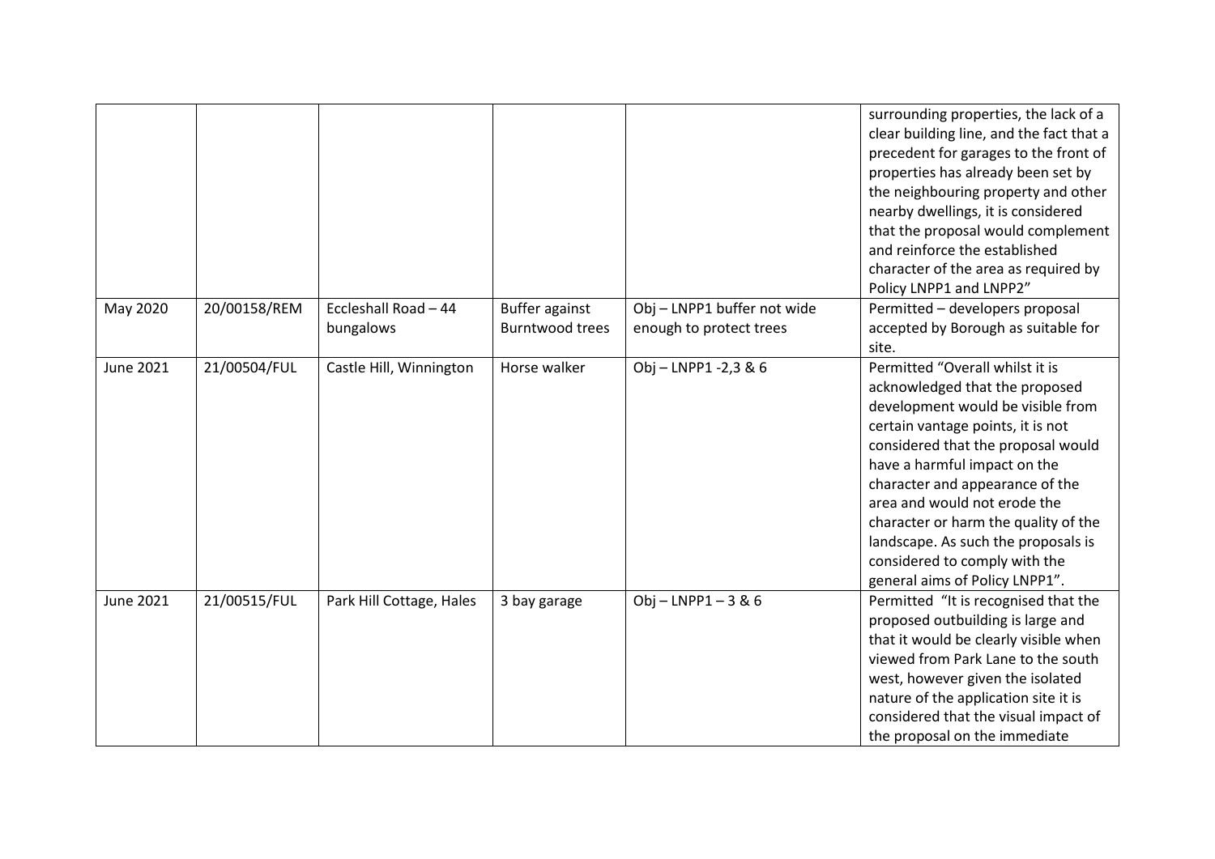| | | | | | |
|---|---|---|---|---|---|
| | | | | | surrounding properties, the lack of a clear building line, and the fact that a precedent for garages to the front of properties has already been set by the neighbouring property and other nearby dwellings, it is considered that the proposal would complement and reinforce the established character of the area as required by Policy LNPP1 and LNPP2" |
| May 2020 | 20/00158/REM | Eccleshall Road – 44 bungalows | Buffer against Burntwood trees | Obj – LNPP1 buffer not wide enough to protect trees | Permitted – developers proposal accepted by Borough as suitable for site. |
| June 2021 | 21/00504/FUL | Castle Hill, Winnington | Horse walker | Obj – LNPP1 -2,3 & 6 | Permitted "Overall whilst it is acknowledged that the proposed development would be visible from certain vantage points, it is not considered that the proposal would have a harmful impact on the character and appearance of the area and would not erode the character or harm the quality of the landscape. As such the proposals is considered to comply with the general aims of Policy LNPP1". |
| June 2021 | 21/00515/FUL | Park Hill Cottage, Hales | 3 bay garage | Obj – LNPP1 – 3 & 6 | Permitted "It is recognised that the proposed outbuilding is large and that it would be clearly visible when viewed from Park Lane to the south west, however given the isolated nature of the application site it is considered that the visual impact of the proposal on the immediate |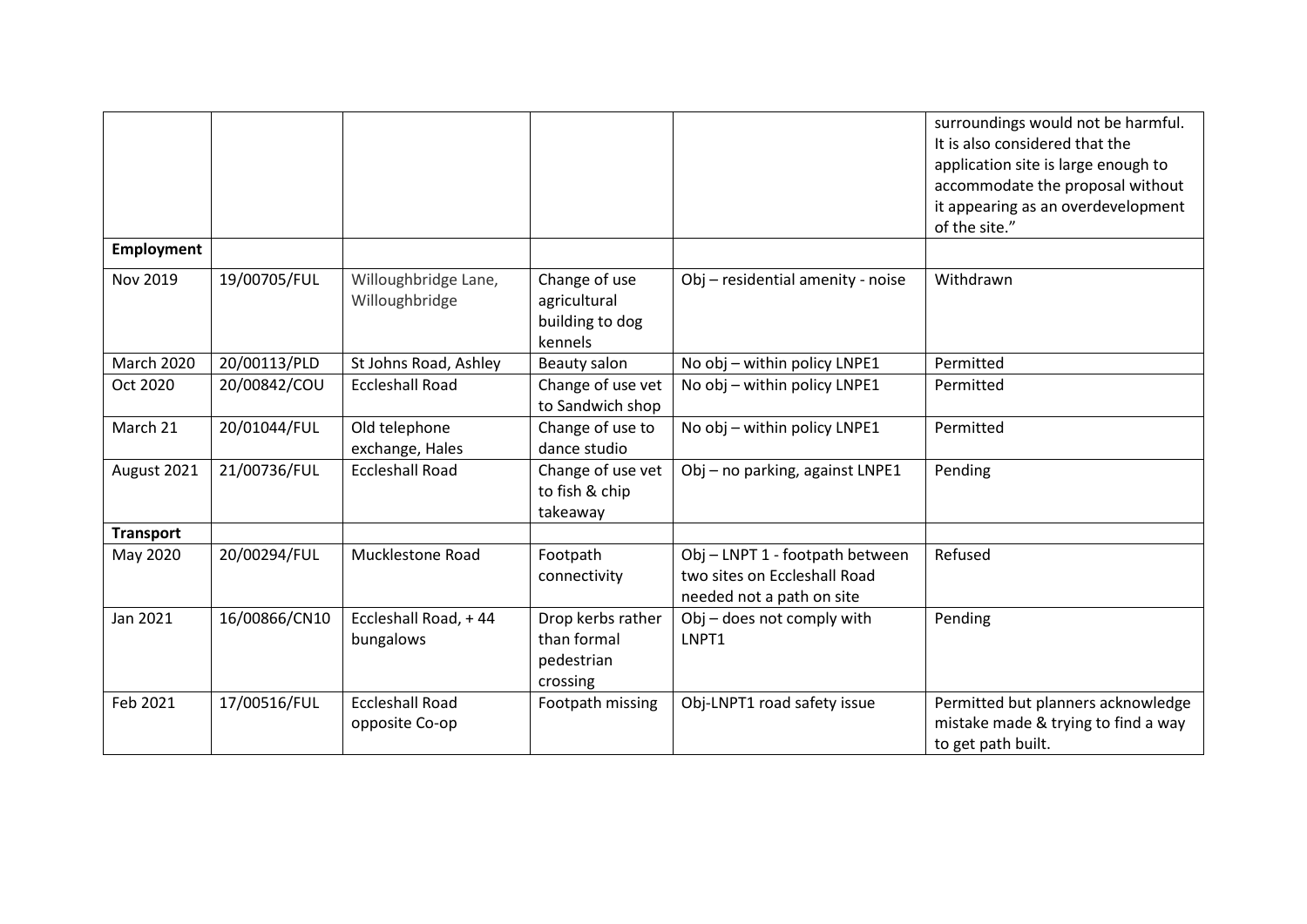| | | | | | |
|---|---|---|---|---|---|
| | | | | | surroundings would not be harmful. It is also considered that the application site is large enough to accommodate the proposal without it appearing as an overdevelopment of the site.” |
| **Employment** | | | | | |
| Nov 2019 | 19/00705/FUL | Willoughbridge Lane, Willoughbridge | Change of use agricultural building to dog kennels | Obj – residential amenity - noise | Withdrawn |
| March 2020 | 20/00113/PLD | St Johns Road, Ashley | Beauty salon | No obj – within policy LNPE1 | Permitted |
| Oct 2020 | 20/00842/COU | Eccleshall Road | Change of use vet to Sandwich shop | No obj – within policy LNPE1 | Permitted |
| March 21 | 20/01044/FUL | Old telephone exchange, Hales | Change of use to dance studio | No obj – within policy LNPE1 | Permitted |
| August 2021 | 21/00736/FUL | Eccleshall Road | Change of use vet to fish & chip takeaway | Obj – no parking, against LNPE1 | Pending |
| **Transport** | | | | | |
| May 2020 | 20/00294/FUL | Mucklestone Road | Footpath connectivity | Obj – LNPT 1 - footpath between two sites on Eccleshall Road needed not a path on site | Refused |
| Jan 2021 | 16/00866/CN10 | Eccleshall Road, + 44 bungalows | Drop kerbs rather than formal pedestrian crossing | Obj – does not comply with LNPT1 | Pending |
| Feb 2021 | 17/00516/FUL | Eccleshall Road opposite Co-op | Footpath missing | Obj-LNPT1 road safety issue | Permitted but planners acknowledge mistake made & trying to find a way to get path built. |